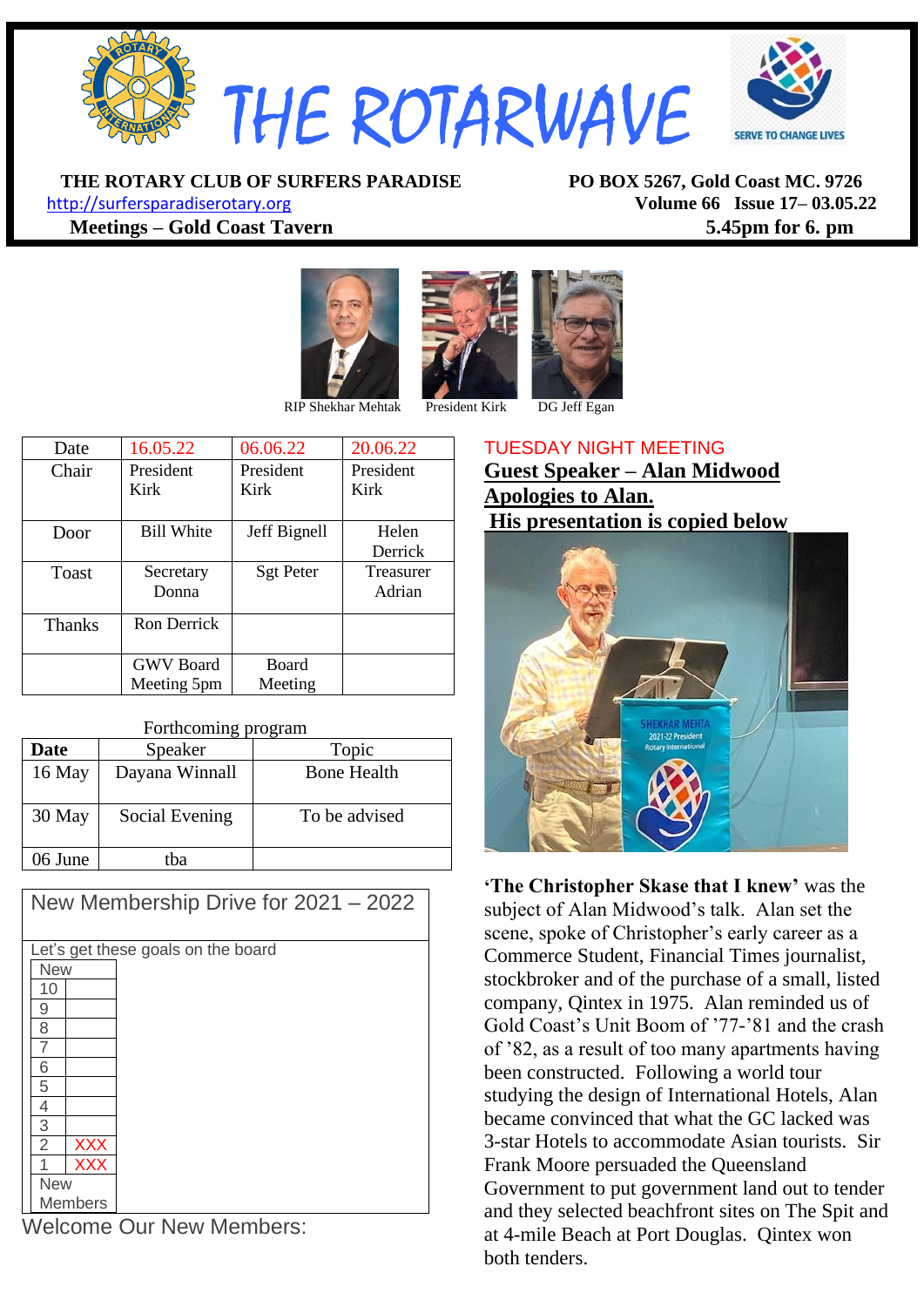# THE ROTARWAVE

SERVE TO CHANGE LIVES

**THE ROTARY CLUB OF SURFERS PARADISE** | **PO BOX 5267, Gold Coast MC. 9726**

http://surfersparadiserotary.org | **Volume 66 Issue 17– 03.05.22**

**Meetings – Gold Coast Tavern** | **5.45pm for 6. pm**

RIP Shekhar Mehtak | President Kirk | DG Jeff Egan

| Date | 16.05.22 | 06.06.22 | 20.06.22 |
|---|---|---|---|
| Chair | President Kirk | President Kirk | President Kirk |
| Door | Bill White | Jeff Bignell | Helen Derrick |
| Toast | Secretary Donna | Sgt Peter | Treasurer Adrian |
| Thanks | Ron Derrick | | |
| | GWV Board Meeting 5pm | Board Meeting | |

Forthcoming program

| Date | Speaker | Topic |
|---|---|---|
| 16 May | Dayana Winnall | Bone Health |
| 30 May | Social Evening | To be advised |
| 06 June | tba | |

## New Membership Drive for 2021 – 2022

Let's get these goals on the board

| New | |
|---|---|
| 10 | |
| 9 | |
| 8 | |
| 7 | |
| 6 | |
| 5 | |
| 4 | |
| 3 | |
| 2 | XXX |
| 1 | XXX |
| New Members | |

Welcome Our New Members:

TUESDAY NIGHT MEETING

**Guest Speaker – Alan Midwood**

**Apologies to Alan.**

**His presentation is copied below**

**'The Christopher Skase that I knew'** was the subject of Alan Midwood's talk. Alan set the scene, spoke of Christopher's early career as a Commerce Student, Financial Times journalist, stockbroker and of the purchase of a small, listed company, Qintex in 1975. Alan reminded us of Gold Coast's Unit Boom of '77-'81 and the crash of '82, as a result of too many apartments having been constructed. Following a world tour studying the design of International Hotels, Alan became convinced that what the GC lacked was 3-star Hotels to accommodate Asian tourists. Sir Frank Moore persuaded the Queensland Government to put government land out to tender and they selected beachfront sites on The Spit and at 4-mile Beach at Port Douglas. Qintex won both tenders.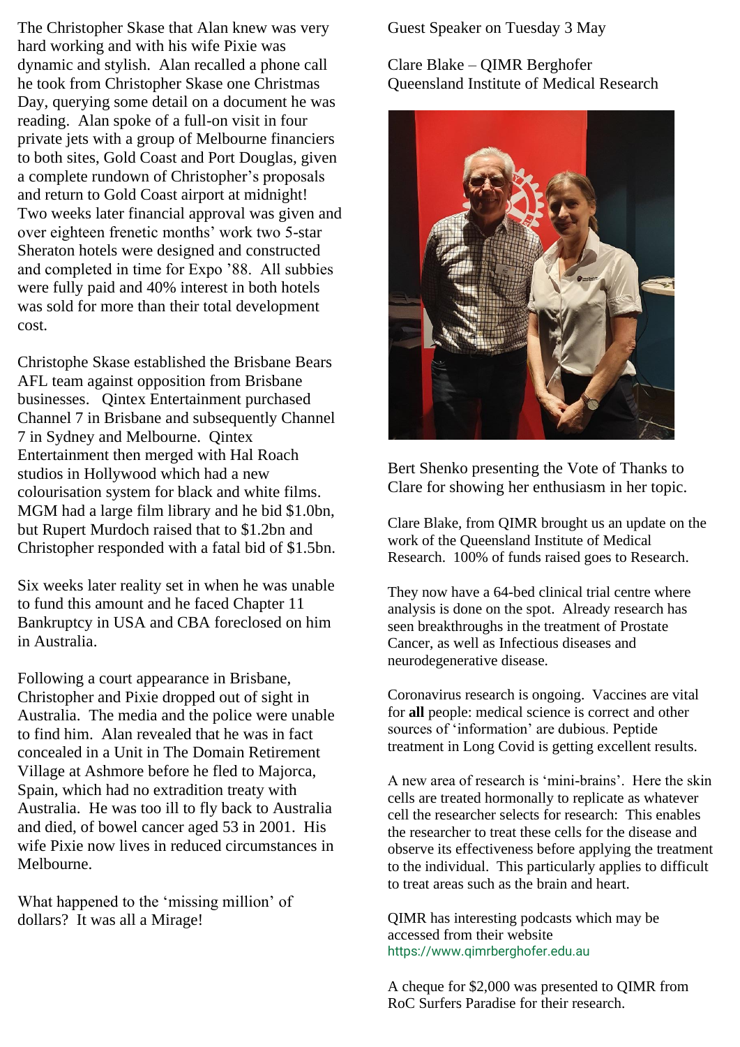The Christopher Skase that Alan knew was very hard working and with his wife Pixie was dynamic and stylish. Alan recalled a phone call he took from Christopher Skase one Christmas Day, querying some detail on a document he was reading. Alan spoke of a full-on visit in four private jets with a group of Melbourne financiers to both sites, Gold Coast and Port Douglas, given a complete rundown of Christopher's proposals and return to Gold Coast airport at midnight! Two weeks later financial approval was given and over eighteen frenetic months' work two 5-star Sheraton hotels were designed and constructed and completed in time for Expo '88. All subbies were fully paid and 40% interest in both hotels was sold for more than their total development cost.

Christophe Skase established the Brisbane Bears AFL team against opposition from Brisbane businesses. Qintex Entertainment purchased Channel 7 in Brisbane and subsequently Channel 7 in Sydney and Melbourne. Qintex Entertainment then merged with Hal Roach studios in Hollywood which had a new colourisation system for black and white films. MGM had a large film library and he bid $1.0bn, but Rupert Murdoch raised that to $1.2bn and Christopher responded with a fatal bid of $1.5bn.

Six weeks later reality set in when he was unable to fund this amount and he faced Chapter 11 Bankruptcy in USA and CBA foreclosed on him in Australia.

Following a court appearance in Brisbane, Christopher and Pixie dropped out of sight in Australia. The media and the police were unable to find him. Alan revealed that he was in fact concealed in a Unit in The Domain Retirement Village at Ashmore before he fled to Majorca, Spain, which had no extradition treaty with Australia. He was too ill to fly back to Australia and died, of bowel cancer aged 53 in 2001. His wife Pixie now lives in reduced circumstances in Melbourne.

What happened to the 'missing million' of dollars? It was all a Mirage!

Guest Speaker on Tuesday 3 May

Clare Blake – QIMR Berghofer
Queensland Institute of Medical Research

Bert Shenko presenting the Vote of Thanks to Clare for showing her enthusiasm in her topic.

Clare Blake, from QIMR brought us an update on the work of the Queensland Institute of Medical Research. 100% of funds raised goes to Research.

They now have a 64-bed clinical trial centre where analysis is done on the spot. Already research has seen breakthroughs in the treatment of Prostate Cancer, as well as Infectious diseases and neurodegenerative disease.

Coronavirus research is ongoing. Vaccines are vital for **all** people: medical science is correct and other sources of 'information' are dubious. Peptide treatment in Long Covid is getting excellent results.

A new area of research is 'mini-brains'. Here the skin cells are treated hormonally to replicate as whatever cell the researcher selects for research: This enables the researcher to treat these cells for the disease and observe its effectiveness before applying the treatment to the individual. This particularly applies to difficult to treat areas such as the brain and heart.

QIMR has interesting podcasts which may be accessed from their website
https://www.qimrberghofer.edu.au

A cheque for $2,000 was presented to QIMR from RoC Surfers Paradise for their research.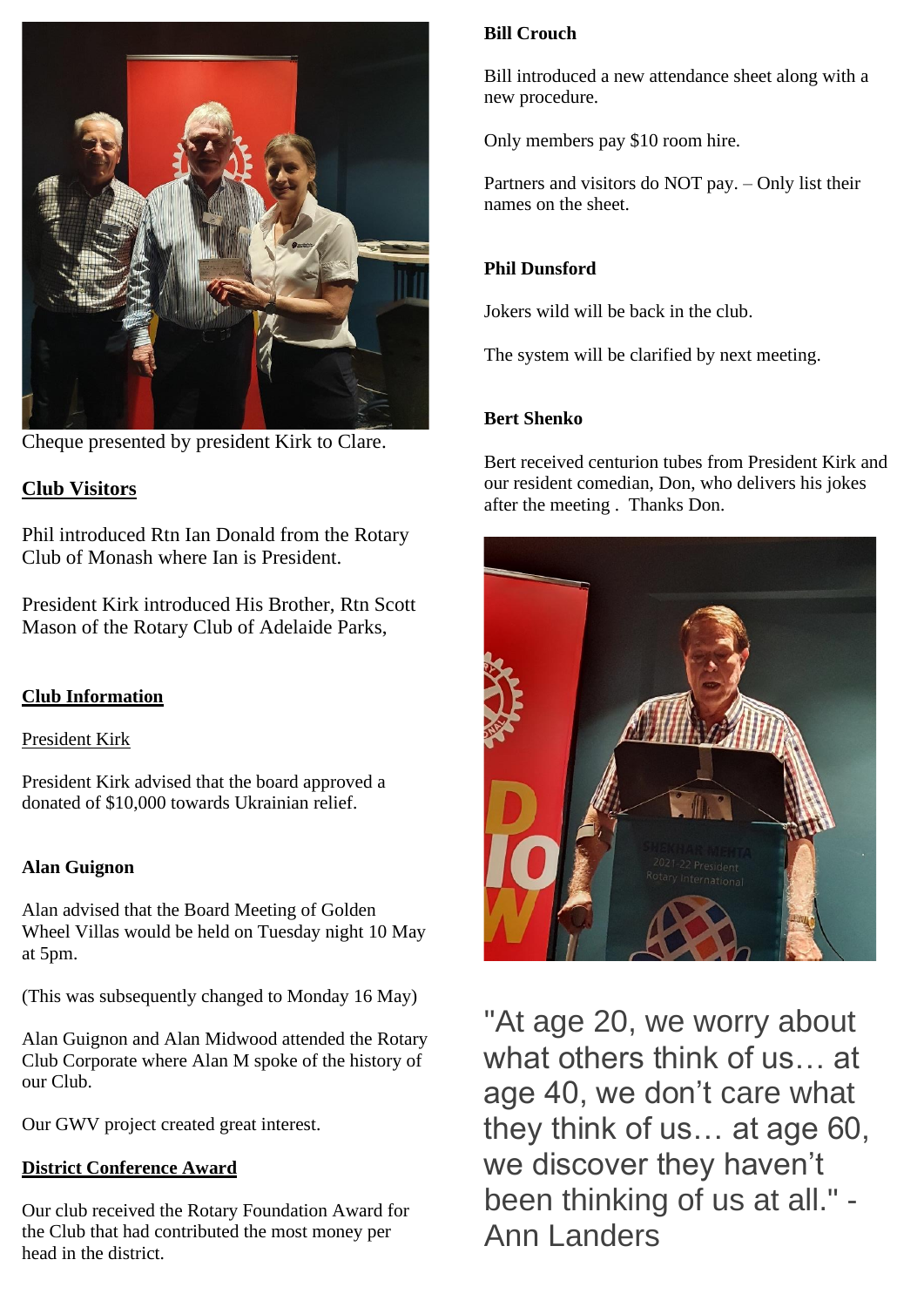Cheque presented by president Kirk to Clare.

## Club Visitors

Phil introduced Rtn Ian Donald from the Rotary Club of Monash where Ian is President.

President Kirk introduced His Brother, Rtn Scott Mason of the Rotary Club of Adelaide Parks,

## Club Information

President Kirk

President Kirk advised that the board approved a donated of $10,000 towards Ukrainian relief.

**Alan Guignon**

Alan advised that the Board Meeting of Golden Wheel Villas would be held on Tuesday night 10 May at 5pm.

(This was subsequently changed to Monday 16 May)

Alan Guignon and Alan Midwood attended the Rotary Club Corporate where Alan M spoke of the history of our Club.

Our GWV project created great interest.

## District Conference Award

Our club received the Rotary Foundation Award for the Club that had contributed the most money per head in the district.

**Bill Crouch**

Bill introduced a new attendance sheet along with a new procedure.

Only members pay $10 room hire.

Partners and visitors do NOT pay. – Only list their names on the sheet.

**Phil Dunsford**

Jokers wild will be back in the club.

The system will be clarified by next meeting.

**Bert Shenko**

Bert received centurion tubes from President Kirk and our resident comedian, Don, who delivers his jokes after the meeting . Thanks Don.

"At age 20, we worry about what others think of us… at age 40, we don't care what they think of us… at age 60, we discover they haven't been thinking of us at all." - Ann Landers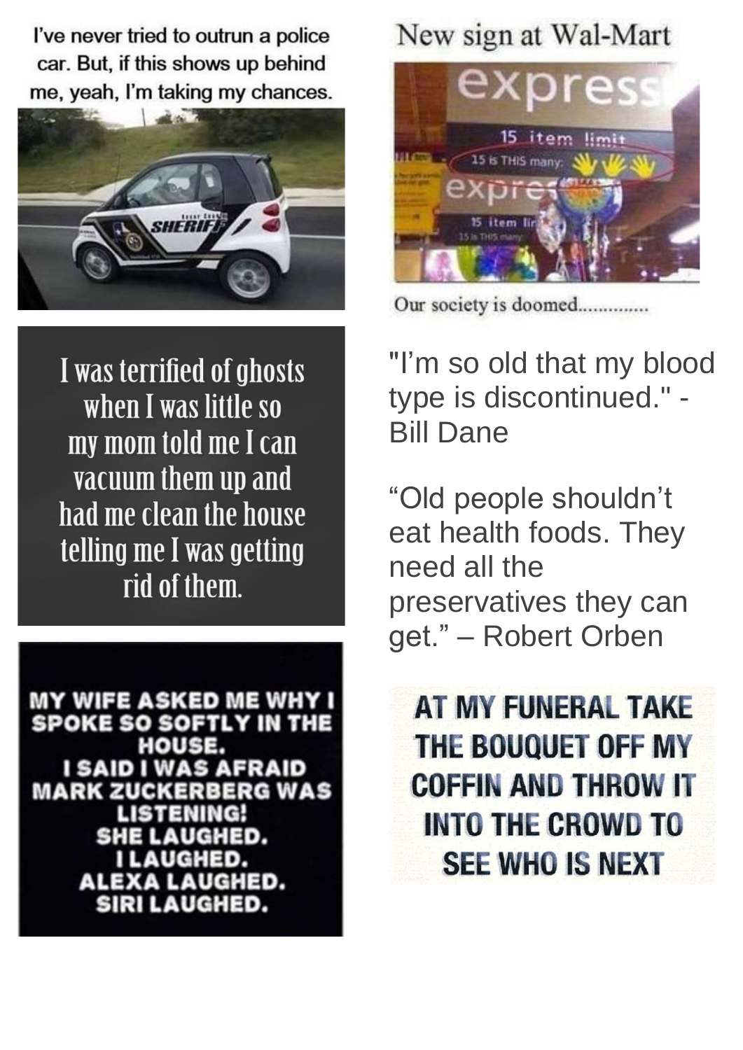I've never tried to outrun a police car. But, if this shows up behind me, yeah, I'm taking my chances.

SHERIFF

New sign at Wal-Mart

express

15 item limit

15 is THIS many:

Our society is doomed.............

I was terrified of ghosts when I was little so my mom told me I can vacuum them up and had me clean the house telling me I was getting rid of them.

"I'm so old that my blood type is discontinued." - Bill Dane

"Old people shouldn't eat health foods. They need all the preservatives they can get." – Robert Orben

MY WIFE ASKED ME WHY I SPOKE SO SOFTLY IN THE HOUSE.
I SAID I WAS AFRAID MARK ZUCKERBERG WAS LISTENING!
SHE LAUGHED.
I LAUGHED.
ALEXA LAUGHED.
SIRI LAUGHED.

AT MY FUNERAL TAKE THE BOUQUET OFF MY COFFIN AND THROW IT INTO THE CROWD TO SEE WHO IS NEXT